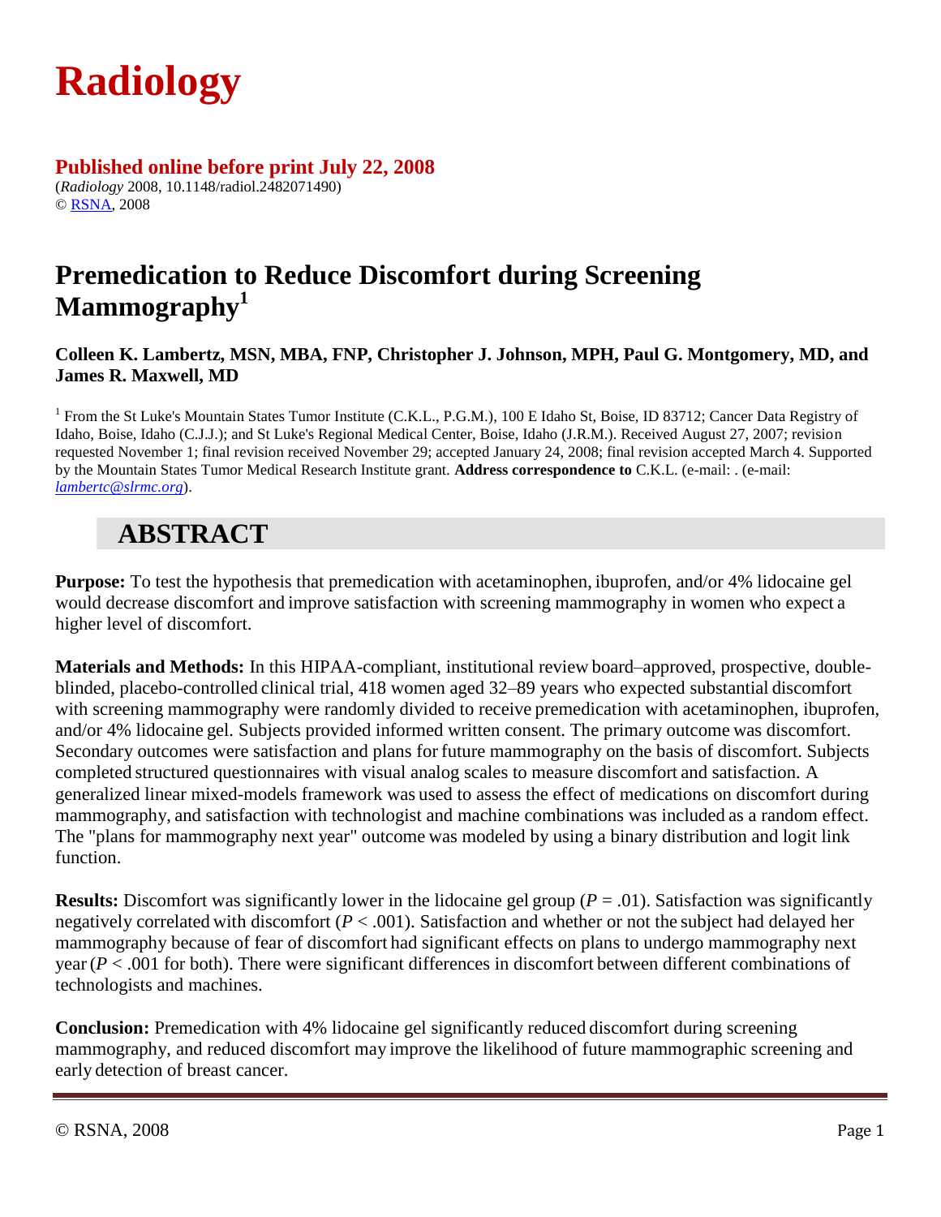# Radiology

**Published online before print July 22, 2008**

(*Radiology* 2008, 10.1148/radiol.2482071490)
© RSNA, 2008

# Premedication to Reduce Discomfort during Screening Mammography[1]

**Colleen K. Lambertz, MSN, MBA, FNP, Christopher J. Johnson, MPH, Paul G. Montgomery, MD, and James R. Maxwell, MD**

[1] From the St Luke's Mountain States Tumor Institute (C.K.L., P.G.M.), 100 E Idaho St, Boise, ID 83712; Cancer Data Registry of Idaho, Boise, Idaho (C.J.J.); and St Luke's Regional Medical Center, Boise, Idaho (J.R.M.). Received August 27, 2007; revision requested November 1; final revision received November 29; accepted January 24, 2008; final revision accepted March 4. Supported by the Mountain States Tumor Medical Research Institute grant. **Address correspondence to** C.K.L. (e-mail: . (e-mail: *lambertc@slrmc.org*).

## ABSTRACT

**Purpose:** To test the hypothesis that premedication with acetaminophen, ibuprofen, and/or 4% lidocaine gel would decrease discomfort and improve satisfaction with screening mammography in women who expect a higher level of discomfort.

**Materials and Methods:** In this HIPAA-compliant, institutional review board–approved, prospective, double-blinded, placebo-controlled clinical trial, 418 women aged 32–89 years who expected substantial discomfort with screening mammography were randomly divided to receive premedication with acetaminophen, ibuprofen, and/or 4% lidocaine gel. Subjects provided informed written consent. The primary outcome was discomfort. Secondary outcomes were satisfaction and plans for future mammography on the basis of discomfort. Subjects completed structured questionnaires with visual analog scales to measure discomfort and satisfaction. A generalized linear mixed-models framework was used to assess the effect of medications on discomfort during mammography, and satisfaction with technologist and machine combinations was included as a random effect. The "plans for mammography next year" outcome was modeled by using a binary distribution and logit link function.

**Results:** Discomfort was significantly lower in the lidocaine gel group ($P$ = .01). Satisfaction was significantly negatively correlated with discomfort ($P$ < .001). Satisfaction and whether or not the subject had delayed her mammography because of fear of discomfort had significant effects on plans to undergo mammography next year ($P$ < .001 for both). There were significant differences in discomfort between different combinations of technologists and machines.

**Conclusion:** Premedication with 4% lidocaine gel significantly reduced discomfort during screening mammography, and reduced discomfort may improve the likelihood of future mammographic screening and early detection of breast cancer.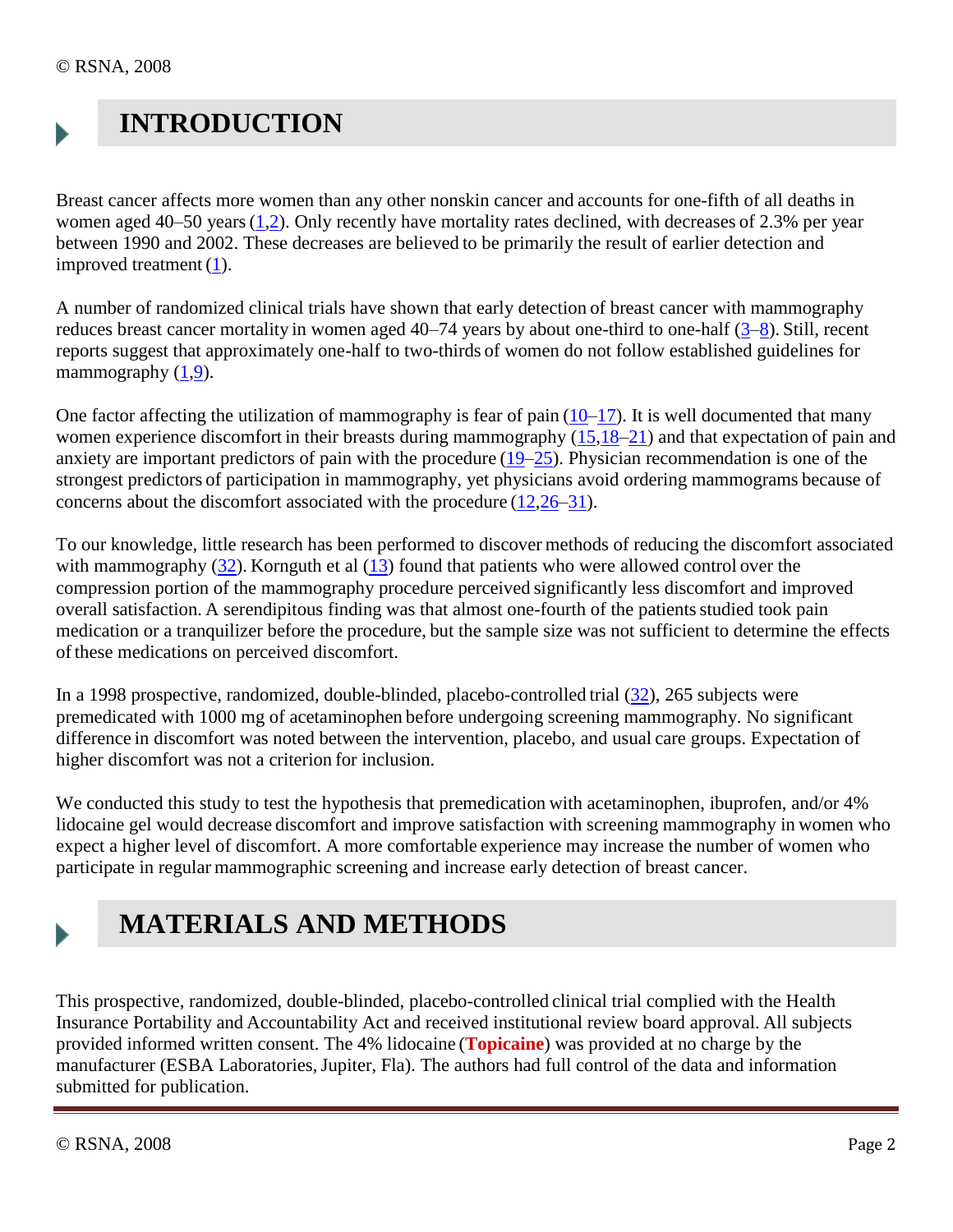## INTRODUCTION

Breast cancer affects more women than any other nonskin cancer and accounts for one-fifth of all deaths in women aged 40–50 years (1,2). Only recently have mortality rates declined, with decreases of 2.3% per year between 1990 and 2002. These decreases are believed to be primarily the result of earlier detection and improved treatment (1).

A number of randomized clinical trials have shown that early detection of breast cancer with mammography reduces breast cancer mortality in women aged 40–74 years by about one-third to one-half (3–8). Still, recent reports suggest that approximately one-half to two-thirds of women do not follow established guidelines for mammography (1,9).

One factor affecting the utilization of mammography is fear of pain (10–17). It is well documented that many women experience discomfort in their breasts during mammography (15,18–21) and that expectation of pain and anxiety are important predictors of pain with the procedure (19–25). Physician recommendation is one of the strongest predictors of participation in mammography, yet physicians avoid ordering mammograms because of concerns about the discomfort associated with the procedure (12,26–31).

To our knowledge, little research has been performed to discover methods of reducing the discomfort associated with mammography (32). Kornguth et al (13) found that patients who were allowed control over the compression portion of the mammography procedure perceived significantly less discomfort and improved overall satisfaction. A serendipitous finding was that almost one-fourth of the patients studied took pain medication or a tranquilizer before the procedure, but the sample size was not sufficient to determine the effects of these medications on perceived discomfort.

In a 1998 prospective, randomized, double-blinded, placebo-controlled trial (32), 265 subjects were premedicated with 1000 mg of acetaminophen before undergoing screening mammography. No significant difference in discomfort was noted between the intervention, placebo, and usual care groups. Expectation of higher discomfort was not a criterion for inclusion.

We conducted this study to test the hypothesis that premedication with acetaminophen, ibuprofen, and/or 4% lidocaine gel would decrease discomfort and improve satisfaction with screening mammography in women who expect a higher level of discomfort. A more comfortable experience may increase the number of women who participate in regular mammographic screening and increase early detection of breast cancer.

## MATERIALS AND METHODS

This prospective, randomized, double-blinded, placebo-controlled clinical trial complied with the Health Insurance Portability and Accountability Act and received institutional review board approval. All subjects provided informed written consent. The 4% lidocaine (**Topicaine**) was provided at no charge by the manufacturer (ESBA Laboratories, Jupiter, Fla). The authors had full control of the data and information submitted for publication.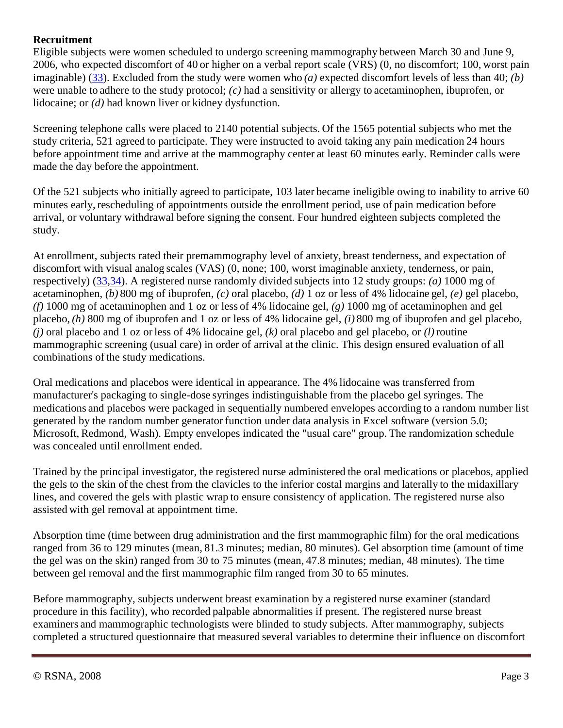**Recruitment**

Eligible subjects were women scheduled to undergo screening mammography between March 30 and June 9, 2006, who expected discomfort of 40 or higher on a verbal report scale (VRS) (0, no discomfort; 100, worst pain imaginable) (33). Excluded from the study were women who *(a)* expected discomfort levels of less than 40; *(b)* were unable to adhere to the study protocol; *(c)* had a sensitivity or allergy to acetaminophen, ibuprofen, or lidocaine; or *(d)* had known liver or kidney dysfunction.

Screening telephone calls were placed to 2140 potential subjects. Of the 1565 potential subjects who met the study criteria, 521 agreed to participate. They were instructed to avoid taking any pain medication 24 hours before appointment time and arrive at the mammography center at least 60 minutes early. Reminder calls were made the day before the appointment.

Of the 521 subjects who initially agreed to participate, 103 later became ineligible owing to inability to arrive 60 minutes early, rescheduling of appointments outside the enrollment period, use of pain medication before arrival, or voluntary withdrawal before signing the consent. Four hundred eighteen subjects completed the study.

At enrollment, subjects rated their premammography level of anxiety, breast tenderness, and expectation of discomfort with visual analog scales (VAS) (0, none; 100, worst imaginable anxiety, tenderness, or pain, respectively) (33,34). A registered nurse randomly divided subjects into 12 study groups: *(a)* 1000 mg of acetaminophen, *(b)* 800 mg of ibuprofen, *(c)* oral placebo, *(d)* 1 oz or less of 4% lidocaine gel, *(e)* gel placebo, *(f)* 1000 mg of acetaminophen and 1 oz or less of 4% lidocaine gel, *(g)* 1000 mg of acetaminophen and gel placebo, *(h)* 800 mg of ibuprofen and 1 oz or less of 4% lidocaine gel, *(i)* 800 mg of ibuprofen and gel placebo, *(j)* oral placebo and 1 oz or less of 4% lidocaine gel, *(k)* oral placebo and gel placebo, or *(l)* routine mammographic screening (usual care) in order of arrival at the clinic. This design ensured evaluation of all combinations of the study medications.

Oral medications and placebos were identical in appearance. The 4% lidocaine was transferred from manufacturer's packaging to single-dose syringes indistinguishable from the placebo gel syringes. The medications and placebos were packaged in sequentially numbered envelopes according to a random number list generated by the random number generator function under data analysis in Excel software (version 5.0; Microsoft, Redmond, Wash). Empty envelopes indicated the "usual care" group. The randomization schedule was concealed until enrollment ended.

Trained by the principal investigator, the registered nurse administered the oral medications or placebos, applied the gels to the skin of the chest from the clavicles to the inferior costal margins and laterally to the midaxillary lines, and covered the gels with plastic wrap to ensure consistency of application. The registered nurse also assisted with gel removal at appointment time.

Absorption time (time between drug administration and the first mammographic film) for the oral medications ranged from 36 to 129 minutes (mean, 81.3 minutes; median, 80 minutes). Gel absorption time (amount of time the gel was on the skin) ranged from 30 to 75 minutes (mean, 47.8 minutes; median, 48 minutes). The time between gel removal and the first mammographic film ranged from 30 to 65 minutes.

Before mammography, subjects underwent breast examination by a registered nurse examiner (standard procedure in this facility), who recorded palpable abnormalities if present. The registered nurse breast examiners and mammographic technologists were blinded to study subjects. After mammography, subjects completed a structured questionnaire that measured several variables to determine their influence on discomfort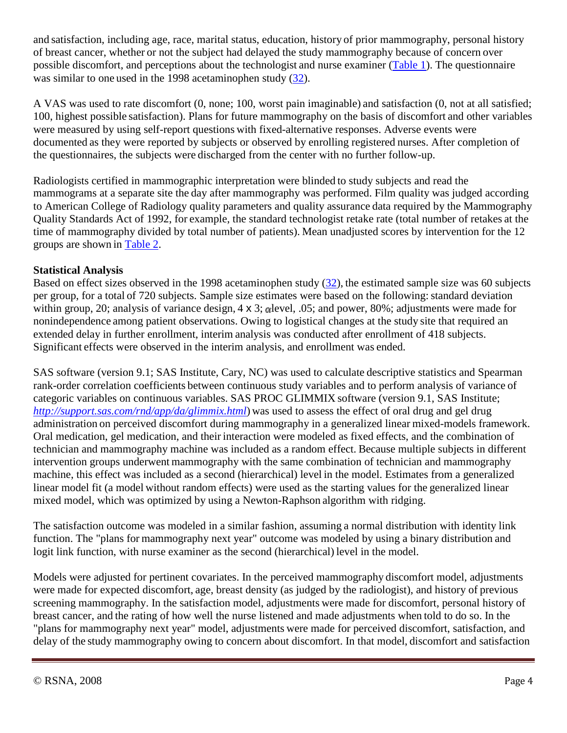and satisfaction, including age, race, marital status, education, history of prior mammography, personal history of breast cancer, whether or not the subject had delayed the study mammography because of concern over possible discomfort, and perceptions about the technologist and nurse examiner (Table 1). The questionnaire was similar to one used in the 1998 acetaminophen study (32).

A VAS was used to rate discomfort (0, none; 100, worst pain imaginable) and satisfaction (0, not at all satisfied; 100, highest possible satisfaction). Plans for future mammography on the basis of discomfort and other variables were measured by using self-report questions with fixed-alternative responses. Adverse events were documented as they were reported by subjects or observed by enrolling registered nurses. After completion of the questionnaires, the subjects were discharged from the center with no further follow-up.

Radiologists certified in mammographic interpretation were blinded to study subjects and read the mammograms at a separate site the day after mammography was performed. Film quality was judged according to American College of Radiology quality parameters and quality assurance data required by the Mammography Quality Standards Act of 1992, for example, the standard technologist retake rate (total number of retakes at the time of mammography divided by total number of patients). Mean unadjusted scores by intervention for the 12 groups are shown in Table 2.

**Statistical Analysis**

Based on effect sizes observed in the 1998 acetaminophen study (32), the estimated sample size was 60 subjects per group, for a total of 720 subjects. Sample size estimates were based on the following: standard deviation within group, 20; analysis of variance design, 4 x 3; $\alpha$ level, .05; and power, 80%; adjustments were made for nonindependence among patient observations. Owing to logistical changes at the study site that required an extended delay in further enrollment, interim analysis was conducted after enrollment of 418 subjects. Significant effects were observed in the interim analysis, and enrollment was ended.

SAS software (version 9.1; SAS Institute, Cary, NC) was used to calculate descriptive statistics and Spearman rank-order correlation coefficients between continuous study variables and to perform analysis of variance of categoric variables on continuous variables. SAS PROC GLIMMIX software (version 9.1, SAS Institute; *http://support.sas.com/rnd/app/da/glimmix.html*) was used to assess the effect of oral drug and gel drug administration on perceived discomfort during mammography in a generalized linear mixed-models framework. Oral medication, gel medication, and their interaction were modeled as fixed effects, and the combination of technician and mammography machine was included as a random effect. Because multiple subjects in different intervention groups underwent mammography with the same combination of technician and mammography machine, this effect was included as a second (hierarchical) level in the model. Estimates from a generalized linear model fit (a model without random effects) were used as the starting values for the generalized linear mixed model, which was optimized by using a Newton-Raphson algorithm with ridging.

The satisfaction outcome was modeled in a similar fashion, assuming a normal distribution with identity link function. The "plans for mammography next year" outcome was modeled by using a binary distribution and logit link function, with nurse examiner as the second (hierarchical) level in the model.

Models were adjusted for pertinent covariates. In the perceived mammography discomfort model, adjustments were made for expected discomfort, age, breast density (as judged by the radiologist), and history of previous screening mammography. In the satisfaction model, adjustments were made for discomfort, personal history of breast cancer, and the rating of how well the nurse listened and made adjustments when told to do so. In the "plans for mammography next year" model, adjustments were made for perceived discomfort, satisfaction, and delay of the study mammography owing to concern about discomfort. In that model, discomfort and satisfaction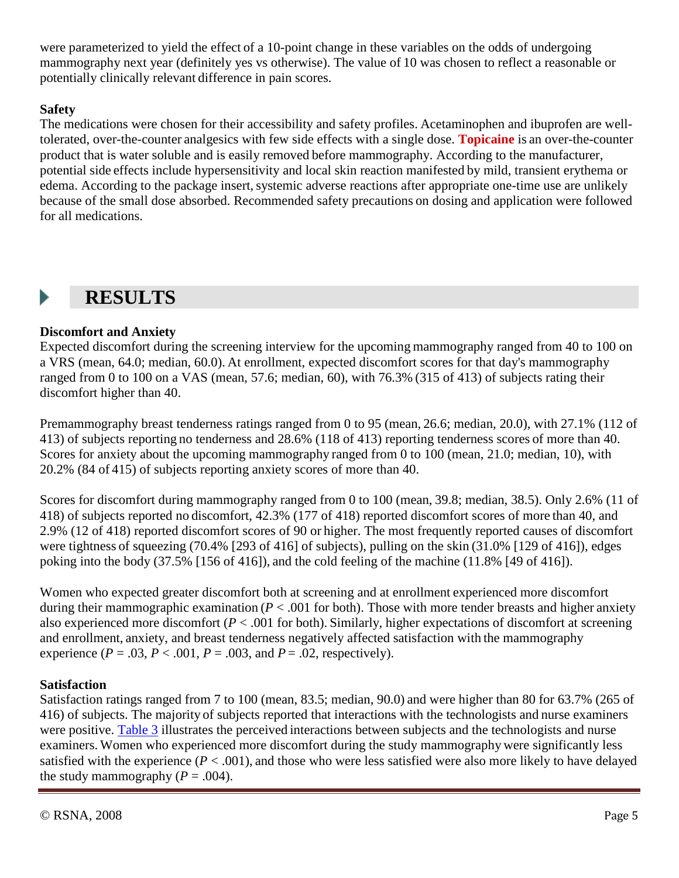were parameterized to yield the effect of a 10-point change in these variables on the odds of undergoing mammography next year (definitely yes vs otherwise). The value of 10 was chosen to reflect a reasonable or potentially clinically relevant difference in pain scores.

### Safety

The medications were chosen for their accessibility and safety profiles. Acetaminophen and ibuprofen are well-tolerated, over-the-counter analgesics with few side effects with a single dose. **Topicaine** is an over-the-counter product that is water soluble and is easily removed before mammography. According to the manufacturer, potential side effects include hypersensitivity and local skin reaction manifested by mild, transient erythema or edema. According to the package insert, systemic adverse reactions after appropriate one-time use are unlikely because of the small dose absorbed. Recommended safety precautions on dosing and application were followed for all medications.

## RESULTS

### Discomfort and Anxiety

Expected discomfort during the screening interview for the upcoming mammography ranged from 40 to 100 on a VRS (mean, 64.0; median, 60.0). At enrollment, expected discomfort scores for that day's mammography ranged from 0 to 100 on a VAS (mean, 57.6; median, 60), with 76.3% (315 of 413) of subjects rating their discomfort higher than 40.

Premammography breast tenderness ratings ranged from 0 to 95 (mean, 26.6; median, 20.0), with 27.1% (112 of 413) of subjects reporting no tenderness and 28.6% (118 of 413) reporting tenderness scores of more than 40. Scores for anxiety about the upcoming mammography ranged from 0 to 100 (mean, 21.0; median, 10), with 20.2% (84 of 415) of subjects reporting anxiety scores of more than 40.

Scores for discomfort during mammography ranged from 0 to 100 (mean, 39.8; median, 38.5). Only 2.6% (11 of 418) of subjects reported no discomfort, 42.3% (177 of 418) reported discomfort scores of more than 40, and 2.9% (12 of 418) reported discomfort scores of 90 or higher. The most frequently reported causes of discomfort were tightness of squeezing (70.4% [293 of 416] of subjects), pulling on the skin (31.0% [129 of 416]), edges poking into the body (37.5% [156 of 416]), and the cold feeling of the machine (11.8% [49 of 416]).

Women who expected greater discomfort both at screening and at enrollment experienced more discomfort during their mammographic examination ($P < .001$ for both). Those with more tender breasts and higher anxiety also experienced more discomfort ($P < .001$ for both). Similarly, higher expectations of discomfort at screening and enrollment, anxiety, and breast tenderness negatively affected satisfaction with the mammography experience ($P = .03$, $P < .001$, $P = .003$, and $P = .02$, respectively).

### Satisfaction

Satisfaction ratings ranged from 7 to 100 (mean, 83.5; median, 90.0) and were higher than 80 for 63.7% (265 of 416) of subjects. The majority of subjects reported that interactions with the technologists and nurse examiners were positive. Table 3 illustrates the perceived interactions between subjects and the technologists and nurse examiners. Women who experienced more discomfort during the study mammography were significantly less satisfied with the experience ($P < .001$), and those who were less satisfied were also more likely to have delayed the study mammography ($P = .004$).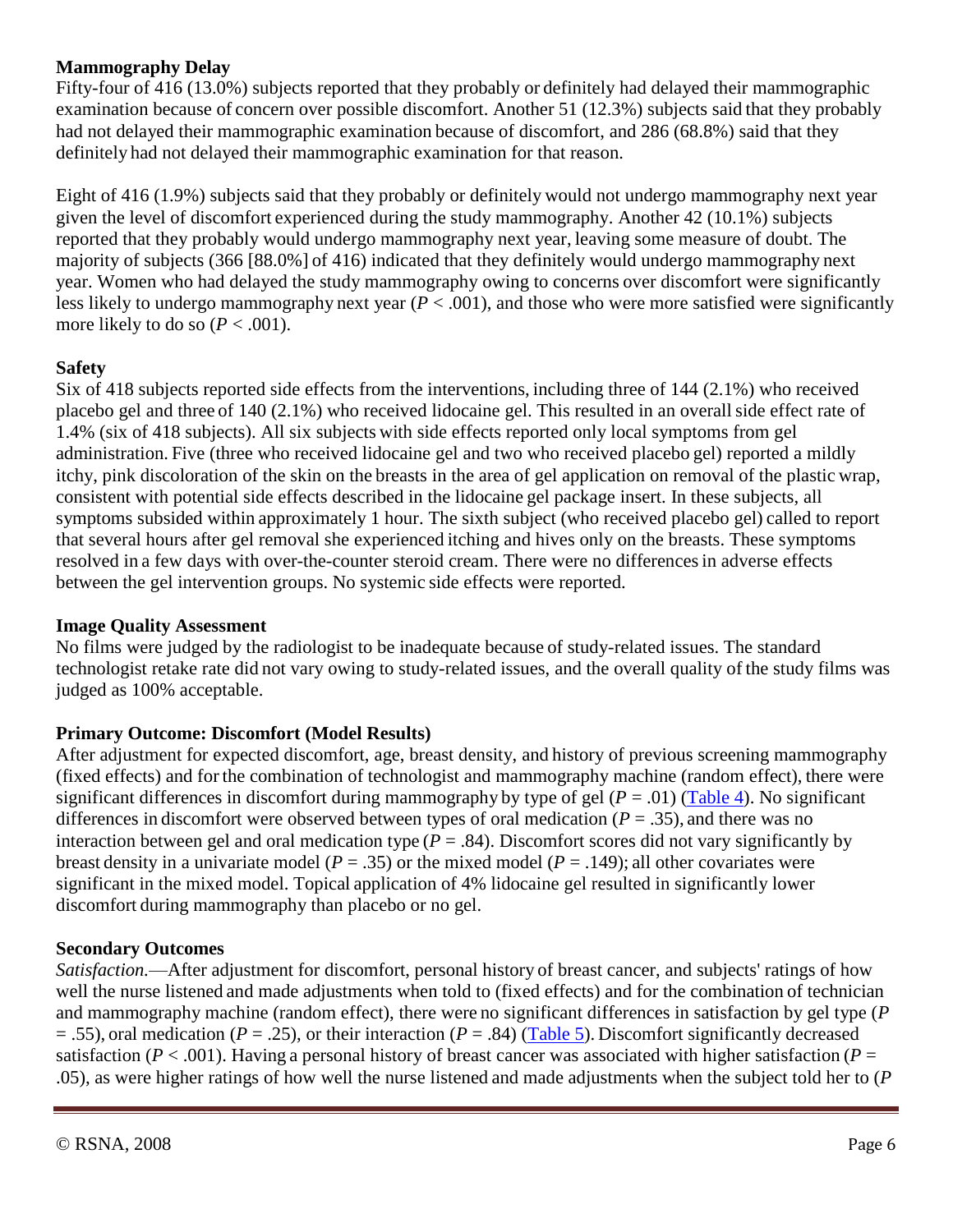**Mammography Delay**

Fifty-four of 416 (13.0%) subjects reported that they probably or definitely had delayed their mammographic examination because of concern over possible discomfort. Another 51 (12.3%) subjects said that they probably had not delayed their mammographic examination because of discomfort, and 286 (68.8%) said that they definitely had not delayed their mammographic examination for that reason.

Eight of 416 (1.9%) subjects said that they probably or definitely would not undergo mammography next year given the level of discomfort experienced during the study mammography. Another 42 (10.1%) subjects reported that they probably would undergo mammography next year, leaving some measure of doubt. The majority of subjects (366 [88.0%] of 416) indicated that they definitely would undergo mammography next year. Women who had delayed the study mammography owing to concerns over discomfort were significantly less likely to undergo mammography next year ($P < .001$), and those who were more satisfied were significantly more likely to do so ($P < .001$).

**Safety**

Six of 418 subjects reported side effects from the interventions, including three of 144 (2.1%) who received placebo gel and three of 140 (2.1%) who received lidocaine gel. This resulted in an overall side effect rate of 1.4% (six of 418 subjects). All six subjects with side effects reported only local symptoms from gel administration. Five (three who received lidocaine gel and two who received placebo gel) reported a mildly itchy, pink discoloration of the skin on the breasts in the area of gel application on removal of the plastic wrap, consistent with potential side effects described in the lidocaine gel package insert. In these subjects, all symptoms subsided within approximately 1 hour. The sixth subject (who received placebo gel) called to report that several hours after gel removal she experienced itching and hives only on the breasts. These symptoms resolved in a few days with over-the-counter steroid cream. There were no differences in adverse effects between the gel intervention groups. No systemic side effects were reported.

**Image Quality Assessment**

No films were judged by the radiologist to be inadequate because of study-related issues. The standard technologist retake rate did not vary owing to study-related issues, and the overall quality of the study films was judged as 100% acceptable.

**Primary Outcome: Discomfort (Model Results)**

After adjustment for expected discomfort, age, breast density, and history of previous screening mammography (fixed effects) and for the combination of technologist and mammography machine (random effect), there were significant differences in discomfort during mammography by type of gel ($P = .01$) (Table 4). No significant differences in discomfort were observed between types of oral medication ($P = .35$), and there was no interaction between gel and oral medication type ($P = .84$). Discomfort scores did not vary significantly by breast density in a univariate model ($P = .35$) or the mixed model ($P = .149$); all other covariates were significant in the mixed model. Topical application of 4% lidocaine gel resulted in significantly lower discomfort during mammography than placebo or no gel.

**Secondary Outcomes**

*Satisfaction.*—After adjustment for discomfort, personal history of breast cancer, and subjects' ratings of how well the nurse listened and made adjustments when told to (fixed effects) and for the combination of technician and mammography machine (random effect), there were no significant differences in satisfaction by gel type ($P = .55$), oral medication ($P = .25$), or their interaction ($P = .84$) (Table 5). Discomfort significantly decreased satisfaction ($P < .001$). Having a personal history of breast cancer was associated with higher satisfaction ($P = .05$), as were higher ratings of how well the nurse listened and made adjustments when the subject told her to ($P$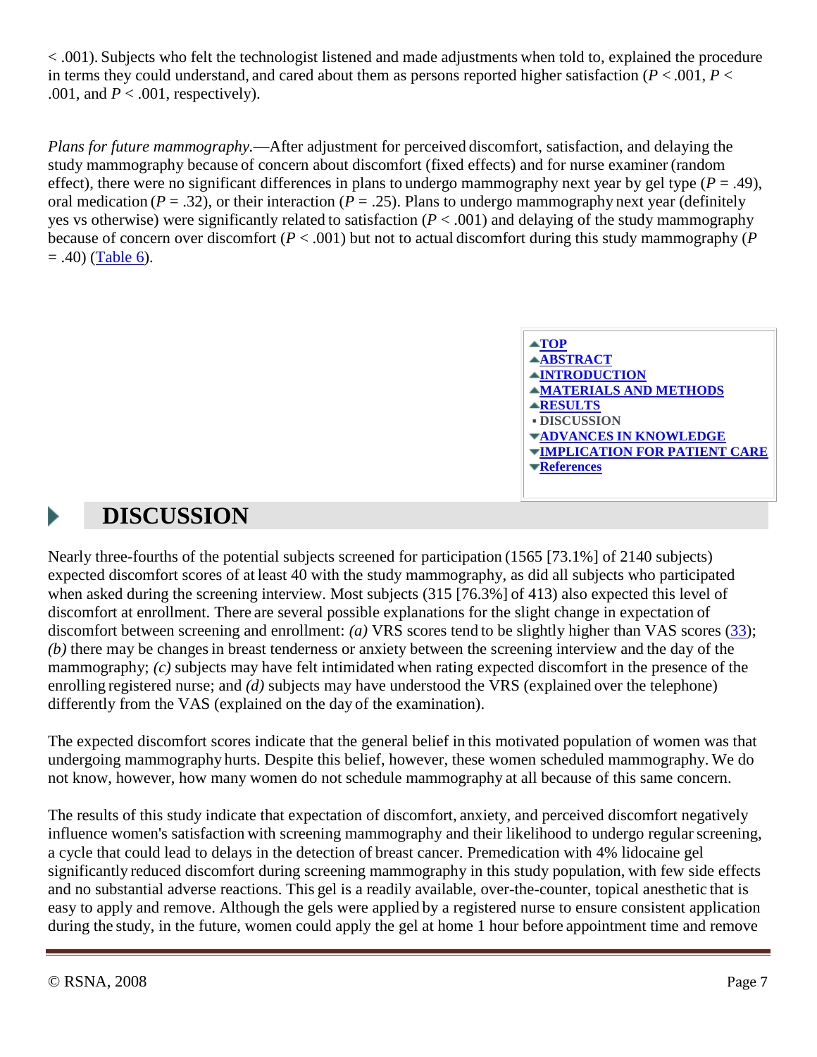< .001). Subjects who felt the technologist listened and made adjustments when told to, explained the procedure in terms they could understand, and cared about them as persons reported higher satisfaction ($P < .001$, $P < .001$, and $P < .001$, respectively).

*Plans for future mammography.*—After adjustment for perceived discomfort, satisfaction, and delaying the study mammography because of concern about discomfort (fixed effects) and for nurse examiner (random effect), there were no significant differences in plans to undergo mammography next year by gel type ($P = .49$), oral medication ($P = .32$), or their interaction ($P = .25$). Plans to undergo mammography next year (definitely yes vs otherwise) were significantly related to satisfaction ($P < .001$) and delaying of the study mammography because of concern over discomfort ($P < .001$) but not to actual discomfort during this study mammography ($P = .40$) (Table 6).

## DISCUSSION

Nearly three-fourths of the potential subjects screened for participation (1565 [73.1%] of 2140 subjects) expected discomfort scores of at least 40 with the study mammography, as did all subjects who participated when asked during the screening interview. Most subjects (315 [76.3%] of 413) also expected this level of discomfort at enrollment. There are several possible explanations for the slight change in expectation of discomfort between screening and enrollment: *(a)* VRS scores tend to be slightly higher than VAS scores (33); *(b)* there may be changes in breast tenderness or anxiety between the screening interview and the day of the mammography; *(c)* subjects may have felt intimidated when rating expected discomfort in the presence of the enrolling registered nurse; and *(d)* subjects may have understood the VRS (explained over the telephone) differently from the VAS (explained on the day of the examination).

The expected discomfort scores indicate that the general belief in this motivated population of women was that undergoing mammography hurts. Despite this belief, however, these women scheduled mammography. We do not know, however, how many women do not schedule mammography at all because of this same concern.

The results of this study indicate that expectation of discomfort, anxiety, and perceived discomfort negatively influence women's satisfaction with screening mammography and their likelihood to undergo regular screening, a cycle that could lead to delays in the detection of breast cancer. Premedication with 4% lidocaine gel significantly reduced discomfort during screening mammography in this study population, with few side effects and no substantial adverse reactions. This gel is a readily available, over-the-counter, topical anesthetic that is easy to apply and remove. Although the gels were applied by a registered nurse to ensure consistent application during the study, in the future, women could apply the gel at home 1 hour before appointment time and remove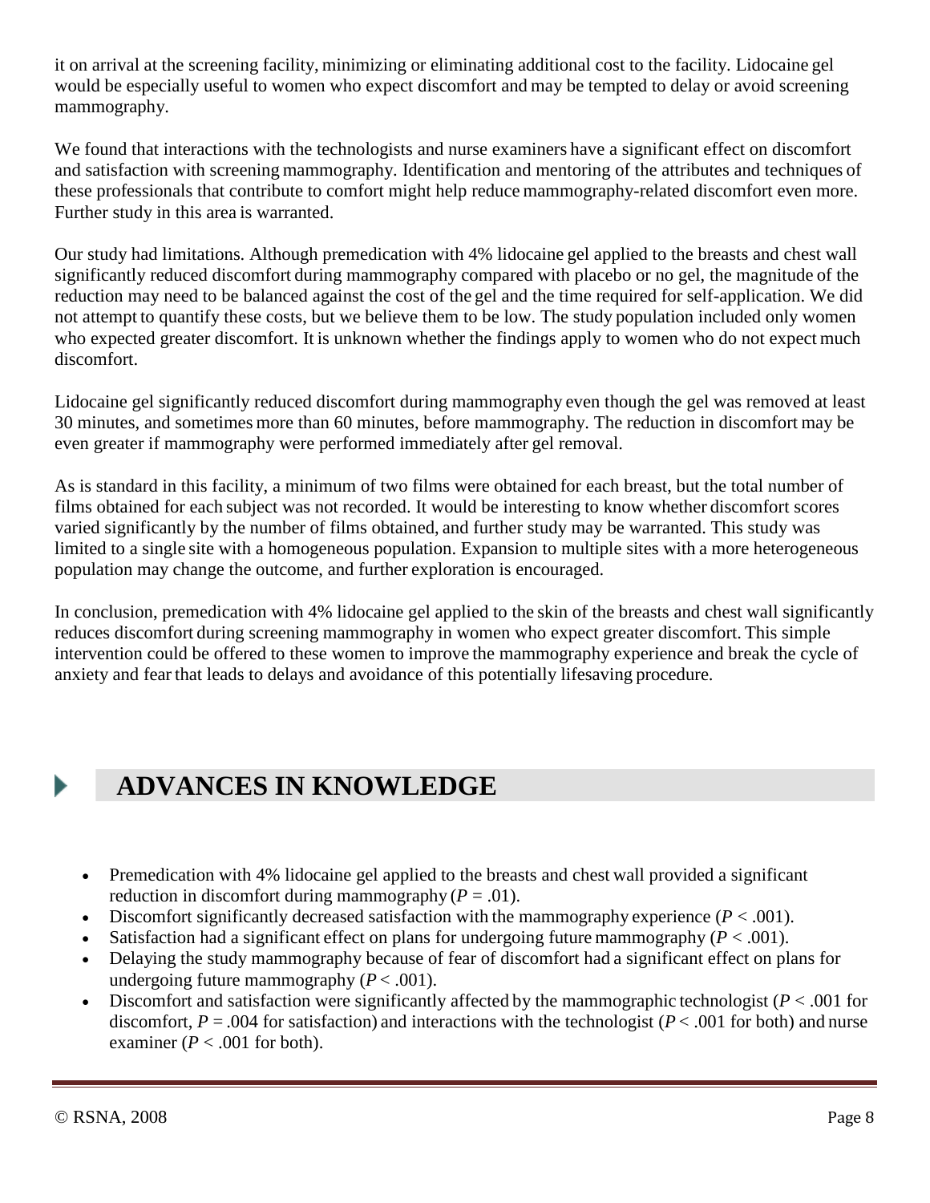it on arrival at the screening facility, minimizing or eliminating additional cost to the facility. Lidocaine gel would be especially useful to women who expect discomfort and may be tempted to delay or avoid screening mammography.

We found that interactions with the technologists and nurse examiners have a significant effect on discomfort and satisfaction with screening mammography. Identification and mentoring of the attributes and techniques of these professionals that contribute to comfort might help reduce mammography-related discomfort even more. Further study in this area is warranted.

Our study had limitations. Although premedication with 4% lidocaine gel applied to the breasts and chest wall significantly reduced discomfort during mammography compared with placebo or no gel, the magnitude of the reduction may need to be balanced against the cost of the gel and the time required for self-application. We did not attempt to quantify these costs, but we believe them to be low. The study population included only women who expected greater discomfort. It is unknown whether the findings apply to women who do not expect much discomfort.

Lidocaine gel significantly reduced discomfort during mammography even though the gel was removed at least 30 minutes, and sometimes more than 60 minutes, before mammography. The reduction in discomfort may be even greater if mammography were performed immediately after gel removal.

As is standard in this facility, a minimum of two films were obtained for each breast, but the total number of films obtained for each subject was not recorded. It would be interesting to know whether discomfort scores varied significantly by the number of films obtained, and further study may be warranted. This study was limited to a single site with a homogeneous population. Expansion to multiple sites with a more heterogeneous population may change the outcome, and further exploration is encouraged.

In conclusion, premedication with 4% lidocaine gel applied to the skin of the breasts and chest wall significantly reduces discomfort during screening mammography in women who expect greater discomfort. This simple intervention could be offered to these women to improve the mammography experience and break the cycle of anxiety and fear that leads to delays and avoidance of this potentially lifesaving procedure.

## ADVANCES IN KNOWLEDGE

- Premedication with 4% lidocaine gel applied to the breasts and chest wall provided a significant reduction in discomfort during mammography ($P = .01$).
- Discomfort significantly decreased satisfaction with the mammography experience ($P < .001$).
- Satisfaction had a significant effect on plans for undergoing future mammography ($P < .001$).
- Delaying the study mammography because of fear of discomfort had a significant effect on plans for undergoing future mammography ($P < .001$).
- Discomfort and satisfaction were significantly affected by the mammographic technologist ($P < .001$ for discomfort, $P = .004$ for satisfaction) and interactions with the technologist ($P < .001$ for both) and nurse examiner ($P < .001$ for both).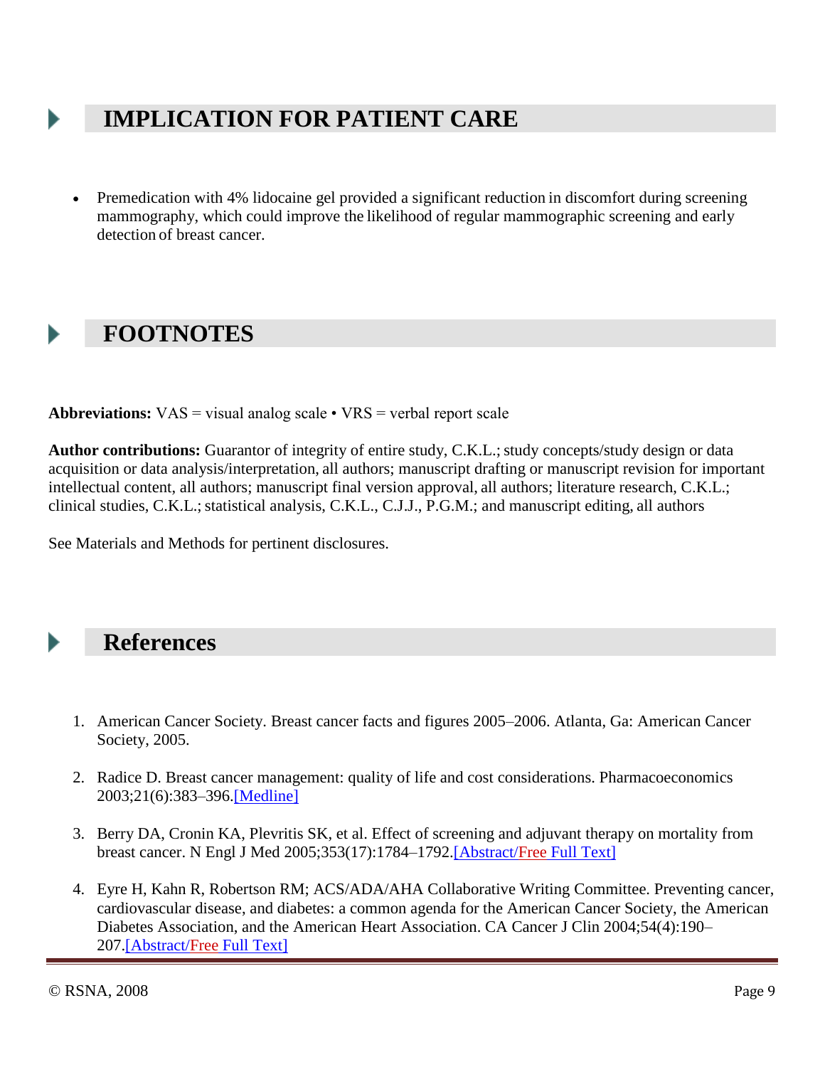## IMPLICATION FOR PATIENT CARE

- Premedication with 4% lidocaine gel provided a significant reduction in discomfort during screening mammography, which could improve the likelihood of regular mammographic screening and early detection of breast cancer.

## FOOTNOTES

**Abbreviations:** VAS = visual analog scale • VRS = verbal report scale

**Author contributions:** Guarantor of integrity of entire study, C.K.L.; study concepts/study design or data acquisition or data analysis/interpretation, all authors; manuscript drafting or manuscript revision for important intellectual content, all authors; manuscript final version approval, all authors; literature research, C.K.L.; clinical studies, C.K.L.; statistical analysis, C.K.L., C.J.J., P.G.M.; and manuscript editing, all authors

See Materials and Methods for pertinent disclosures.

## References

1. American Cancer Society. Breast cancer facts and figures 2005–2006. Atlanta, Ga: American Cancer Society, 2005.

2. Radice D. Breast cancer management: quality of life and cost considerations. Pharmacoeconomics 2003;21(6):383–396.[Medline]

3. Berry DA, Cronin KA, Plevritis SK, et al. Effect of screening and adjuvant therapy on mortality from breast cancer. N Engl J Med 2005;353(17):1784–1792.[Abstract/Free Full Text]

4. Eyre H, Kahn R, Robertson RM; ACS/ADA/AHA Collaborative Writing Committee. Preventing cancer, cardiovascular disease, and diabetes: a common agenda for the American Cancer Society, the American Diabetes Association, and the American Heart Association. CA Cancer J Clin 2004;54(4):190–207.[Abstract/Free Full Text]

© RSNA, 2008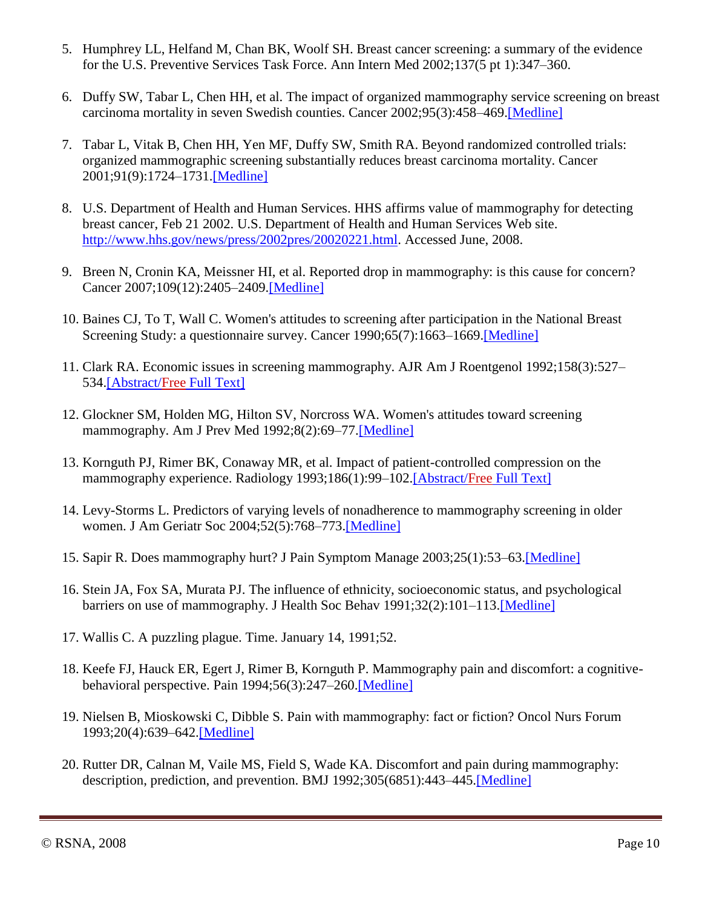5. Humphrey LL, Helfand M, Chan BK, Woolf SH. Breast cancer screening: a summary of the evidence for the U.S. Preventive Services Task Force. Ann Intern Med 2002;137(5 pt 1):347–360.

6. Duffy SW, Tabar L, Chen HH, et al. The impact of organized mammography service screening on breast carcinoma mortality in seven Swedish counties. Cancer 2002;95(3):458–469.[Medline]

7. Tabar L, Vitak B, Chen HH, Yen MF, Duffy SW, Smith RA. Beyond randomized controlled trials: organized mammographic screening substantially reduces breast carcinoma mortality. Cancer 2001;91(9):1724–1731.[Medline]

8. U.S. Department of Health and Human Services. HHS affirms value of mammography for detecting breast cancer, Feb 21 2002. U.S. Department of Health and Human Services Web site. http://www.hhs.gov/news/press/2002pres/20020221.html. Accessed June, 2008.

9. Breen N, Cronin KA, Meissner HI, et al. Reported drop in mammography: is this cause for concern? Cancer 2007;109(12):2405–2409.[Medline]

10. Baines CJ, To T, Wall C. Women's attitudes to screening after participation in the National Breast Screening Study: a questionnaire survey. Cancer 1990;65(7):1663–1669.[Medline]

11. Clark RA. Economic issues in screening mammography. AJR Am J Roentgenol 1992;158(3):527–534.[Abstract/Free Full Text]

12. Glockner SM, Holden MG, Hilton SV, Norcross WA. Women's attitudes toward screening mammography. Am J Prev Med 1992;8(2):69–77.[Medline]

13. Kornguth PJ, Rimer BK, Conaway MR, et al. Impact of patient-controlled compression on the mammography experience. Radiology 1993;186(1):99–102.[Abstract/Free Full Text]

14. Levy-Storms L. Predictors of varying levels of nonadherence to mammography screening in older women. J Am Geriatr Soc 2004;52(5):768–773.[Medline]

15. Sapir R. Does mammography hurt? J Pain Symptom Manage 2003;25(1):53–63.[Medline]

16. Stein JA, Fox SA, Murata PJ. The influence of ethnicity, socioeconomic status, and psychological barriers on use of mammography. J Health Soc Behav 1991;32(2):101–113.[Medline]

17. Wallis C. A puzzling plague. Time. January 14, 1991;52.

18. Keefe FJ, Hauck ER, Egert J, Rimer B, Kornguth P. Mammography pain and discomfort: a cognitive-behavioral perspective. Pain 1994;56(3):247–260.[Medline]

19. Nielsen B, Mioskowski C, Dibble S. Pain with mammography: fact or fiction? Oncol Nurs Forum 1993;20(4):639–642.[Medline]

20. Rutter DR, Calnan M, Vaile MS, Field S, Wade KA. Discomfort and pain during mammography: description, prediction, and prevention. BMJ 1992;305(6851):443–445.[Medline]

© RSNA, 2008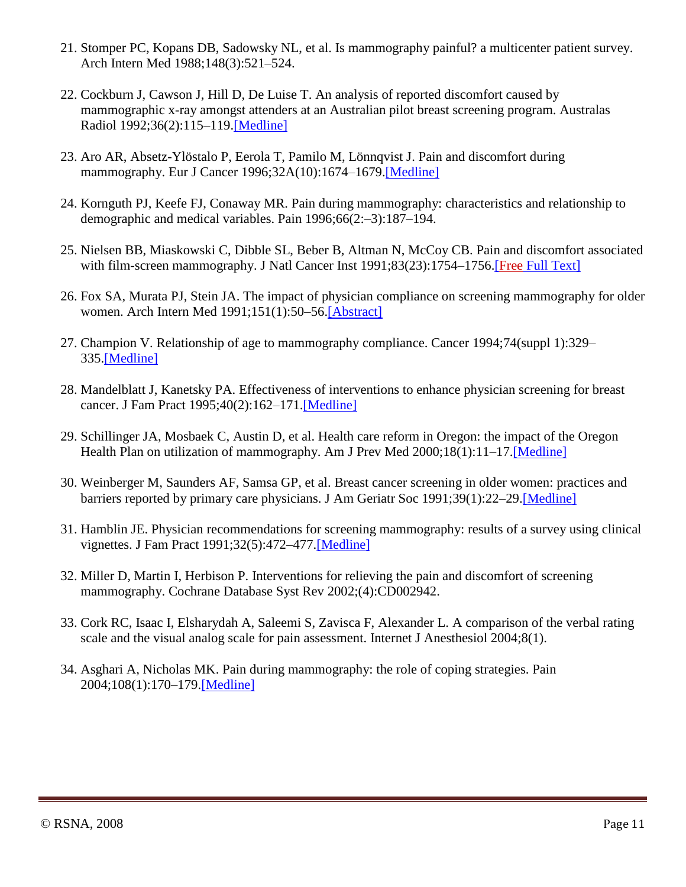21. Stomper PC, Kopans DB, Sadowsky NL, et al. Is mammography painful? a multicenter patient survey. Arch Intern Med 1988;148(3):521–524.

22. Cockburn J, Cawson J, Hill D, De Luise T. An analysis of reported discomfort caused by mammographic x-ray amongst attenders at an Australian pilot breast screening program. Australas Radiol 1992;36(2):115–119.[Medline]

23. Aro AR, Absetz-Ylöstalo P, Eerola T, Pamilo M, Lönnqvist J. Pain and discomfort during mammography. Eur J Cancer 1996;32A(10):1674–1679.[Medline]

24. Kornguth PJ, Keefe FJ, Conaway MR. Pain during mammography: characteristics and relationship to demographic and medical variables. Pain 1996;66(2:–3):187–194.

25. Nielsen BB, Miaskowski C, Dibble SL, Beber B, Altman N, McCoy CB. Pain and discomfort associated with film-screen mammography. J Natl Cancer Inst 1991;83(23):1754–1756.[Free Full Text]

26. Fox SA, Murata PJ, Stein JA. The impact of physician compliance on screening mammography for older women. Arch Intern Med 1991;151(1):50–56.[Abstract]

27. Champion V. Relationship of age to mammography compliance. Cancer 1994;74(suppl 1):329–335.[Medline]

28. Mandelblatt J, Kanetsky PA. Effectiveness of interventions to enhance physician screening for breast cancer. J Fam Pract 1995;40(2):162–171.[Medline]

29. Schillinger JA, Mosbaek C, Austin D, et al. Health care reform in Oregon: the impact of the Oregon Health Plan on utilization of mammography. Am J Prev Med 2000;18(1):11–17.[Medline]

30. Weinberger M, Saunders AF, Samsa GP, et al. Breast cancer screening in older women: practices and barriers reported by primary care physicians. J Am Geriatr Soc 1991;39(1):22–29.[Medline]

31. Hamblin JE. Physician recommendations for screening mammography: results of a survey using clinical vignettes. J Fam Pract 1991;32(5):472–477.[Medline]

32. Miller D, Martin I, Herbison P. Interventions for relieving the pain and discomfort of screening mammography. Cochrane Database Syst Rev 2002;(4):CD002942.

33. Cork RC, Isaac I, Elsharydah A, Saleemi S, Zavisca F, Alexander L. A comparison of the verbal rating scale and the visual analog scale for pain assessment. Internet J Anesthesiol 2004;8(1).

34. Asghari A, Nicholas MK. Pain during mammography: the role of coping strategies. Pain 2004;108(1):170–179.[Medline]

© RSNA, 2008